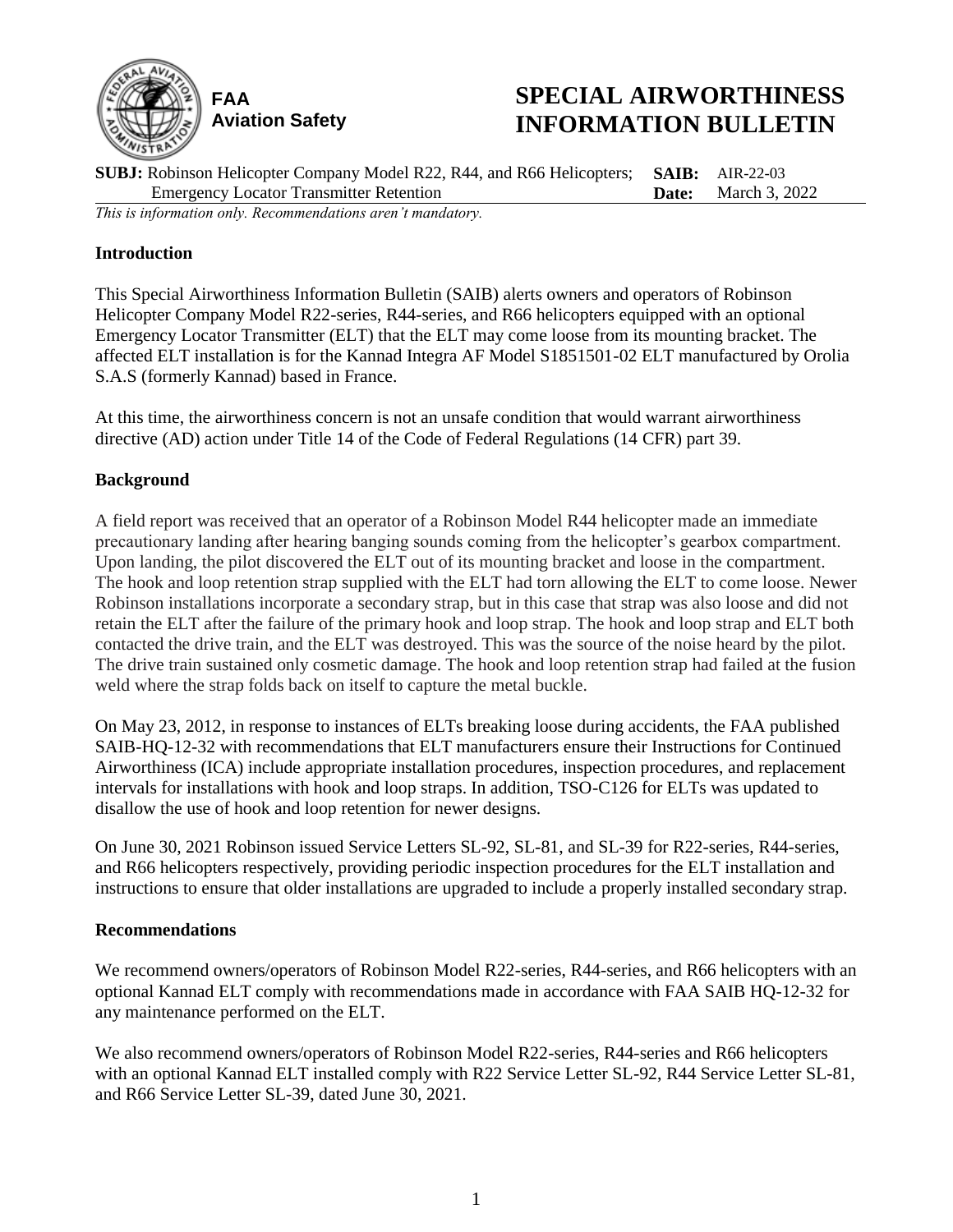**FAA**
**Aviation Safety**

# SPECIAL AIRWORTHINESS INFORMATION BULLETIN

**SUBJ:** Robinson Helicopter Company Model R22, R44, and R66 Helicopters; Emergency Locator Transmitter Retention

**SAIB:** AIR-22-03
**Date:** March 3, 2022

*This is information only. Recommendations aren't mandatory.*

## Introduction

This Special Airworthiness Information Bulletin (SAIB) alerts owners and operators of Robinson Helicopter Company Model R22-series, R44-series, and R66 helicopters equipped with an optional Emergency Locator Transmitter (ELT) that the ELT may come loose from its mounting bracket. The affected ELT installation is for the Kannad Integra AF Model S1851501-02 ELT manufactured by Orolia S.A.S (formerly Kannad) based in France.

At this time, the airworthiness concern is not an unsafe condition that would warrant airworthiness directive (AD) action under Title 14 of the Code of Federal Regulations (14 CFR) part 39.

## Background

A field report was received that an operator of a Robinson Model R44 helicopter made an immediate precautionary landing after hearing banging sounds coming from the helicopter's gearbox compartment. Upon landing, the pilot discovered the ELT out of its mounting bracket and loose in the compartment. The hook and loop retention strap supplied with the ELT had torn allowing the ELT to come loose. Newer Robinson installations incorporate a secondary strap, but in this case that strap was also loose and did not retain the ELT after the failure of the primary hook and loop strap. The hook and loop strap and ELT both contacted the drive train, and the ELT was destroyed. This was the source of the noise heard by the pilot. The drive train sustained only cosmetic damage. The hook and loop retention strap had failed at the fusion weld where the strap folds back on itself to capture the metal buckle.

On May 23, 2012, in response to instances of ELTs breaking loose during accidents, the FAA published SAIB-HQ-12-32 with recommendations that ELT manufacturers ensure their Instructions for Continued Airworthiness (ICA) include appropriate installation procedures, inspection procedures, and replacement intervals for installations with hook and loop straps. In addition, TSO-C126 for ELTs was updated to disallow the use of hook and loop retention for newer designs.

On June 30, 2021 Robinson issued Service Letters SL-92, SL-81, and SL-39 for R22-series, R44-series, and R66 helicopters respectively, providing periodic inspection procedures for the ELT installation and instructions to ensure that older installations are upgraded to include a properly installed secondary strap.

## Recommendations

We recommend owners/operators of Robinson Model R22-series, R44-series, and R66 helicopters with an optional Kannad ELT comply with recommendations made in accordance with FAA SAIB HQ-12-32 for any maintenance performed on the ELT.

We also recommend owners/operators of Robinson Model R22-series, R44-series and R66 helicopters with an optional Kannad ELT installed comply with R22 Service Letter SL-92, R44 Service Letter SL-81, and R66 Service Letter SL-39, dated June 30, 2021.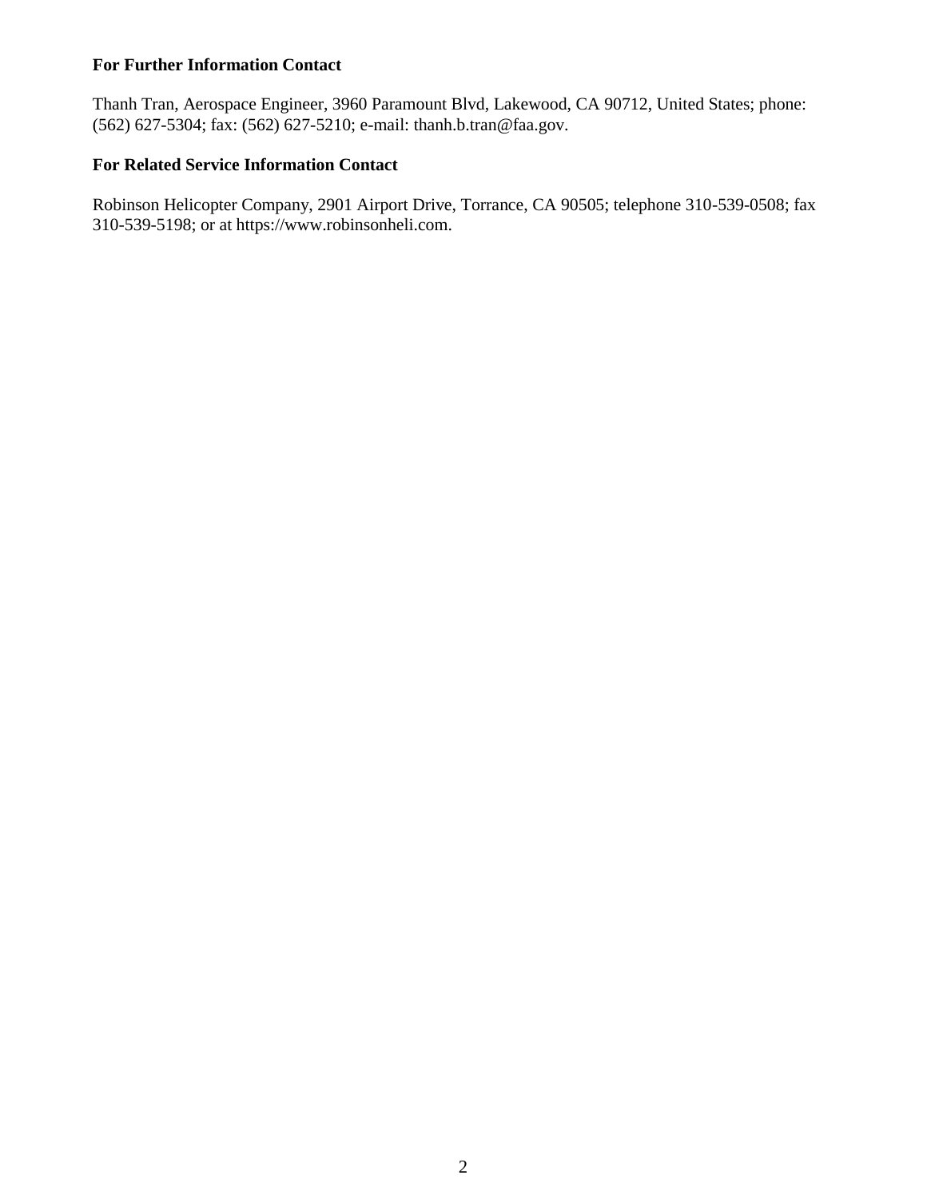**For Further Information Contact**

Thanh Tran, Aerospace Engineer, 3960 Paramount Blvd, Lakewood, CA 90712, United States; phone: (562) 627-5304; fax: (562) 627-5210; e-mail: thanh.b.tran@faa.gov.

**For Related Service Information Contact**

Robinson Helicopter Company, 2901 Airport Drive, Torrance, CA 90505; telephone 310-539-0508; fax 310-539-5198; or at https://www.robinsonheli.com.